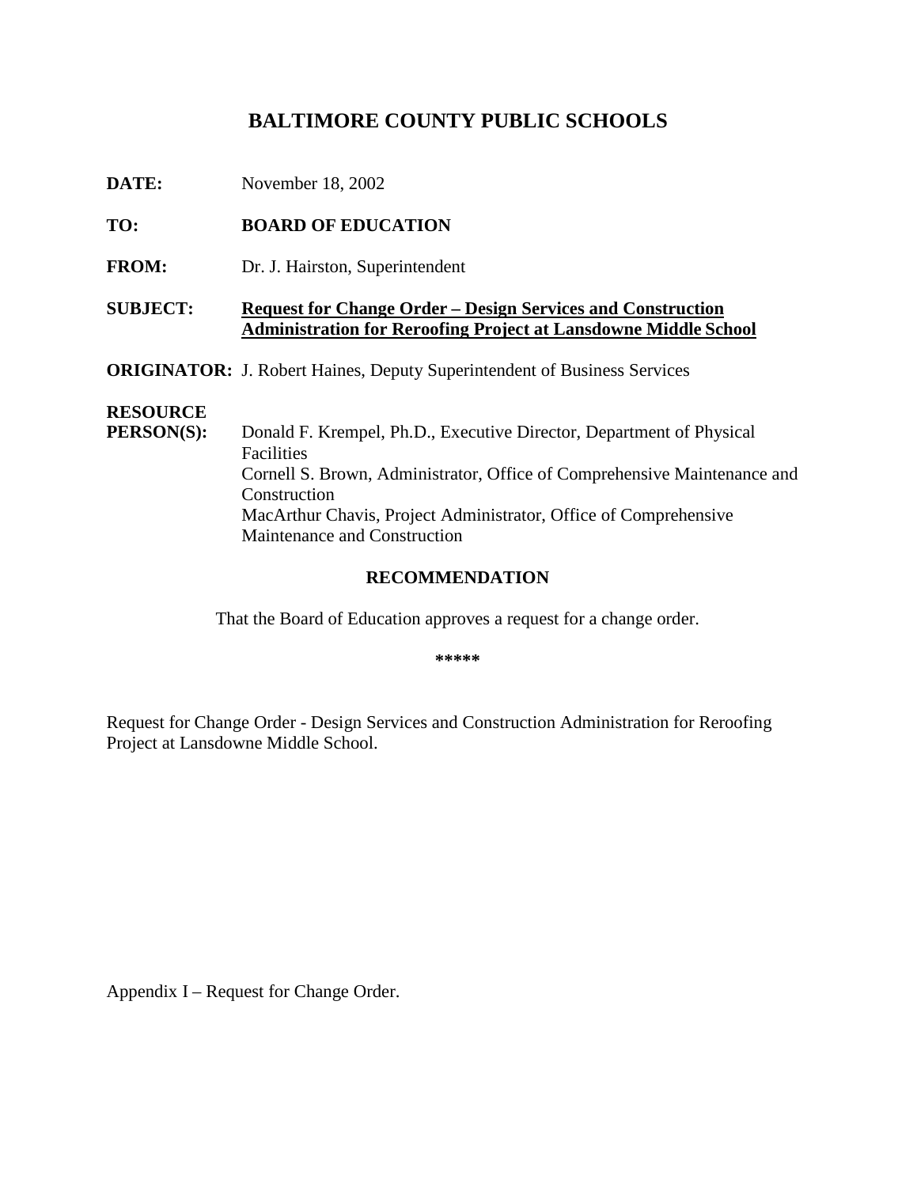# BALTIMORE COUNTY PUBLIC SCHOOLS

**DATE:** November 18, 2002

**TO:** **BOARD OF EDUCATION**

**FROM:** Dr. J. Hairston, Superintendent

**SUBJECT:** **Request for Change Order – Design Services and Construction Administration for Reroofing Project at Lansdowne Middle School**

**ORIGINATOR:** J. Robert Haines, Deputy Superintendent of Business Services

**RESOURCE PERSON(S):** Donald F. Krempel, Ph.D., Executive Director, Department of Physical Facilities
Cornell S. Brown, Administrator, Office of Comprehensive Maintenance and Construction
MacArthur Chavis, Project Administrator, Office of Comprehensive Maintenance and Construction

## RECOMMENDATION

That the Board of Education approves a request for a change order.

*****

Request for Change Order - Design Services and Construction Administration for Reroofing Project at Lansdowne Middle School.

Appendix I – Request for Change Order.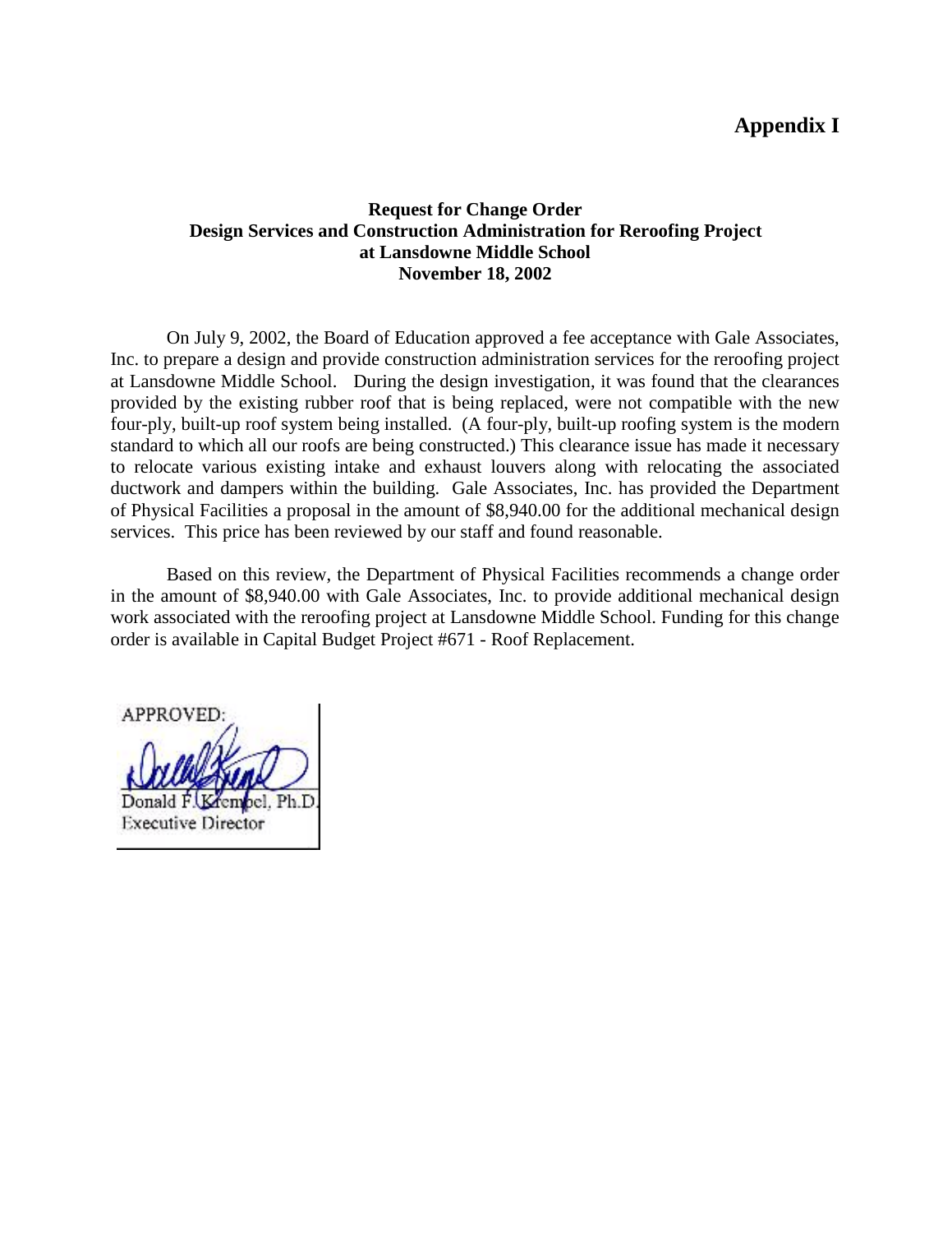# Appendix I

**Request for Change Order**
**Design Services and Construction Administration for Reroofing Project**
**at Lansdowne Middle School**
**November 18, 2002**

On July 9, 2002, the Board of Education approved a fee acceptance with Gale Associates, Inc. to prepare a design and provide construction administration services for the reroofing project at Lansdowne Middle School. During the design investigation, it was found that the clearances provided by the existing rubber roof that is being replaced, were not compatible with the new four-ply, built-up roof system being installed. (A four-ply, built-up roofing system is the modern standard to which all our roofs are being constructed.) This clearance issue has made it necessary to relocate various existing intake and exhaust louvers along with relocating the associated ductwork and dampers within the building. Gale Associates, Inc. has provided the Department of Physical Facilities a proposal in the amount of $8,940.00 for the additional mechanical design services. This price has been reviewed by our staff and found reasonable.

Based on this review, the Department of Physical Facilities recommends a change order in the amount of $8,940.00 with Gale Associates, Inc. to provide additional mechanical design work associated with the reroofing project at Lansdowne Middle School. Funding for this change order is available in Capital Budget Project #671 - Roof Replacement.

APPROVED:

Donald F. Krempel, Ph.D.
Executive Director